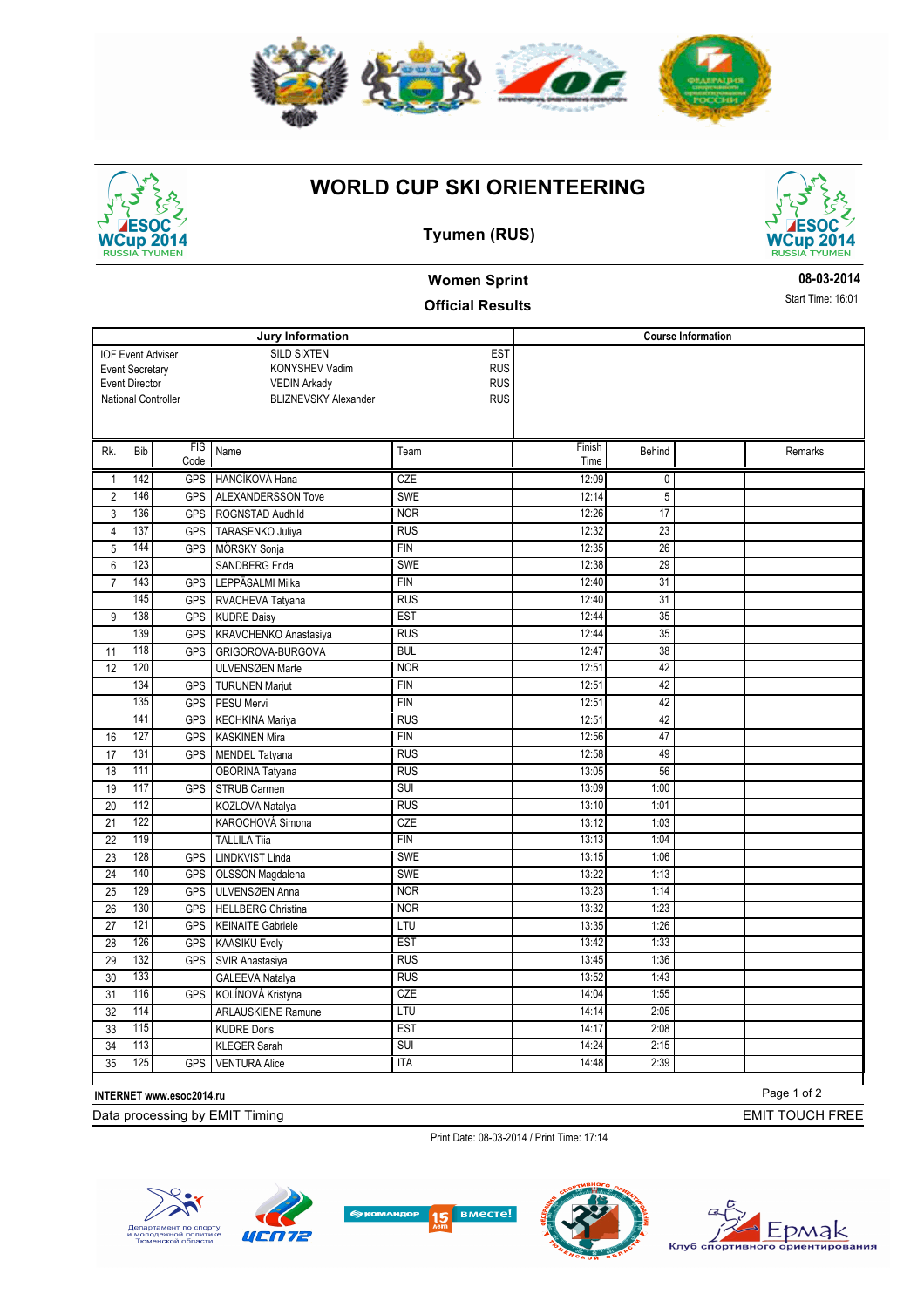# WORLD CUP SKI ORIENTEERING

## Tyumen (RUS)

### Women Sprint

### Official Results

08-03-2014

Start Time: 16:01

| Jury Information | | |
|---|---|---|
| IOF Event Adviser | SILD SIXTEN | EST |
| Event Secretary | KONYSHEV Vadim | RUS |
| Event Director | VEDIN Arkady | RUS |
| National Controller | BLIZNEVSKY Alexander | RUS |

Course Information

| Rk. | Bib | FIS Code | Name | Team | Finish Time | Behind | | Remarks |
|---|---|---|---|---|---|---|---|---|
| 1 | 142 | GPS | HANCÍKOVÁ Hana | CZE | 12:09 | 0 | | |
| 2 | 146 | GPS | ALEXANDERSSON Tove | SWE | 12:14 | 5 | | |
| 3 | 136 | GPS | ROGNSTAD Audhild | NOR | 12:26 | 17 | | |
| 4 | 137 | GPS | TARASENKO Juliya | RUS | 12:32 | 23 | | |
| 5 | 144 | GPS | MÖRSKY Sonja | FIN | 12:35 | 26 | | |
| 6 | 123 | | SANDBERG Frida | SWE | 12:38 | 29 | | |
| 7 | 143 | GPS | LEPPÄSALMI Milka | FIN | 12:40 | 31 | | |
| | 145 | GPS | RVACHEVA Tatyana | RUS | 12:40 | 31 | | |
| 9 | 138 | GPS | KUDRE Daisy | EST | 12:44 | 35 | | |
| | 139 | GPS | KRAVCHENKO Anastasiya | RUS | 12:44 | 35 | | |
| 11 | 118 | GPS | GRIGOROVA-BURGOVA | BUL | 12:47 | 38 | | |
| 12 | 120 | | ULVENSØEN Marte | NOR | 12:51 | 42 | | |
| | 134 | GPS | TURUNEN Marjut | FIN | 12:51 | 42 | | |
| | 135 | GPS | PESU Mervi | FIN | 12:51 | 42 | | |
| | 141 | GPS | KECHKINA Mariya | RUS | 12:51 | 42 | | |
| 16 | 127 | GPS | KASKINEN Mira | FIN | 12:56 | 47 | | |
| 17 | 131 | GPS | MENDEL Tatyana | RUS | 12:58 | 49 | | |
| 18 | 111 | | OBORINA Tatyana | RUS | 13:05 | 56 | | |
| 19 | 117 | GPS | STRUB Carmen | SUI | 13:09 | 1:00 | | |
| 20 | 112 | | KOZLOVA Natalya | RUS | 13:10 | 1:01 | | |
| 21 | 122 | | KAROCHOVÁ Simona | CZE | 13:12 | 1:03 | | |
| 22 | 119 | | TALLILA Tiia | FIN | 13:13 | 1:04 | | |
| 23 | 128 | GPS | LINDKVIST Linda | SWE | 13:15 | 1:06 | | |
| 24 | 140 | GPS | OLSSON Magdalena | SWE | 13:22 | 1:13 | | |
| 25 | 129 | GPS | ULVENSØEN Anna | NOR | 13:23 | 1:14 | | |
| 26 | 130 | GPS | HELLBERG Christina | NOR | 13:32 | 1:23 | | |
| 27 | 121 | GPS | KEINAITE Gabriele | LTU | 13:35 | 1:26 | | |
| 28 | 126 | GPS | KAASIKU Evely | EST | 13:42 | 1:33 | | |
| 29 | 132 | GPS | SVIR Anastasiya | RUS | 13:45 | 1:36 | | |
| 30 | 133 | | GALEEVA Natalya | RUS | 13:52 | 1:43 | | |
| 31 | 116 | GPS | KOLÍNOVÁ Kristýna | CZE | 14:04 | 1:55 | | |
| 32 | 114 | | ARLAUSKIENE Ramune | LTU | 14:14 | 2:05 | | |
| 33 | 115 | | KUDRE Doris | EST | 14:17 | 2:08 | | |
| 34 | 113 | | KLEGER Sarah | SUI | 14:24 | 2:15 | | |
| 35 | 125 | GPS | VENTURA Alice | ITA | 14:48 | 2:39 | | |

INTERNET www.esoc2014.ru

Data processing by EMIT Timing

EMIT TOUCH FREE

Print Date: 08-03-2014 / Print Time: 17:14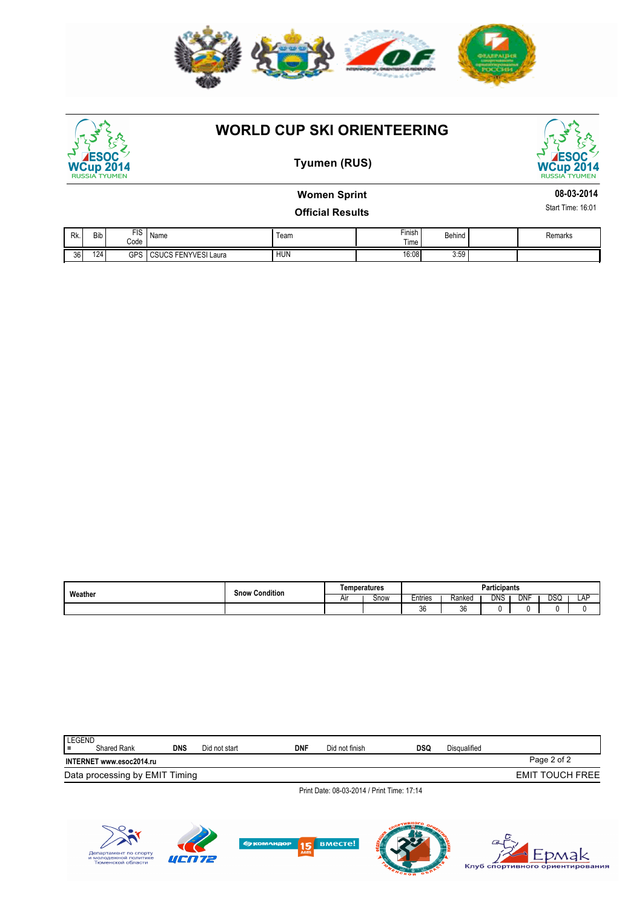# WORLD CUP SKI ORIENTEERING

**Tyumen (RUS)**

**Women Sprint** **08-03-2014**

**Official Results** Start Time: 16:01

| Rk. | Bib | FIS Code | Name | Team | Finish Time | Behind | | Remarks |
|---|---|---|---|---|---|---|---|---|
| 36 | 124 | GPS | CSUCS FENYVESI Laura | HUN | 16:08 | 3:59 | | |

| Weather | Snow Condition | Temperatures | | Participants | | | | | |
|---|---|---|---|---|---|---|---|---|---|
| | | Air | Snow | Entries | Ranked | DNS | DNF | DSQ | LAP |
| | | | | 36 | 36 | 0 | 0 | 0 | 0 |

LEGEND
= Shared Rank **DNS** Did not start **DNF** Did not finish **DSQ** Disqualified

**INTERNET www.esoc2014.ru**

Data processing by EMIT Timing EMIT TOUCH FREE

Print Date: 08-03-2014 / Print Time: 17:14